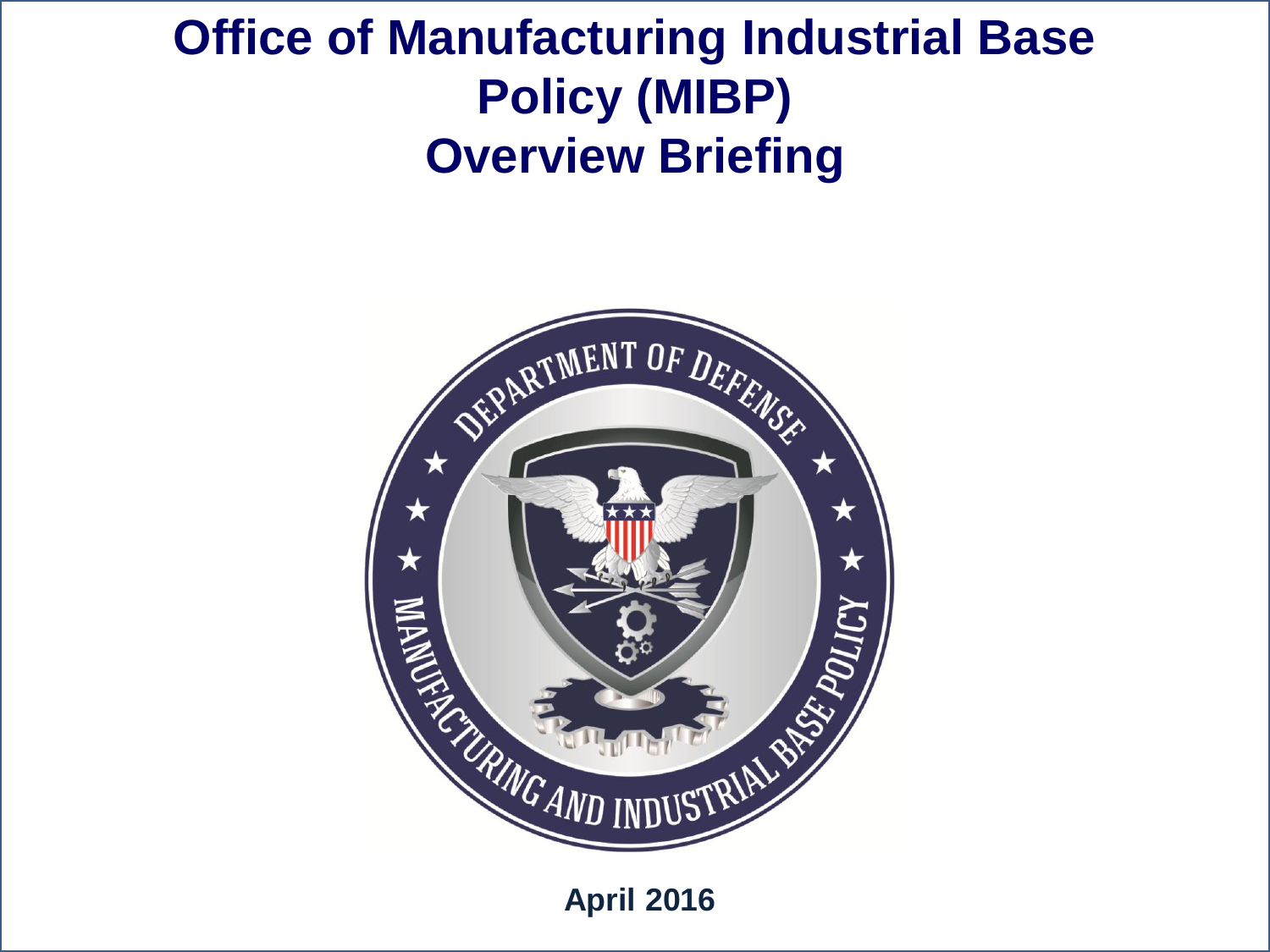# Office of Manufacturing Industrial Base Policy (MIBP)
# Overview Briefing

**April 2016**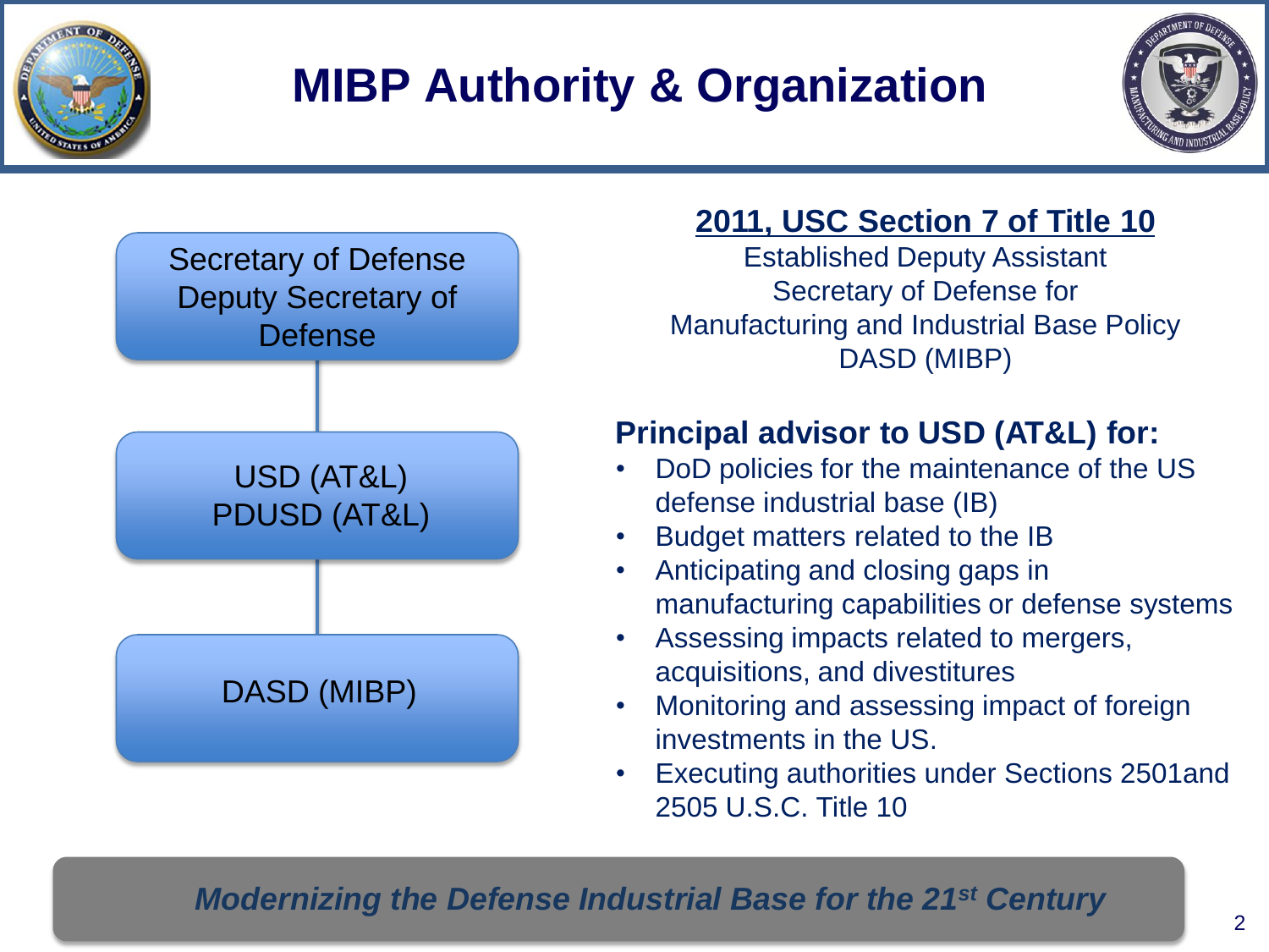# MIBP Authority & Organization

Secretary of Defense
Deputy Secretary of Defense

USD (AT&L)
PDUSD (AT&L)

DASD (MIBP)

**2011, USC Section 7 of Title 10**

Established Deputy Assistant Secretary of Defense for Manufacturing and Industrial Base Policy DASD (MIBP)

**Principal advisor to USD (AT&L) for:**

- DoD policies for the maintenance of the US defense industrial base (IB)
- Budget matters related to the IB
- Anticipating and closing gaps in manufacturing capabilities or defense systems
- Assessing impacts related to mergers, acquisitions, and divestitures
- Monitoring and assessing impact of foreign investments in the US.
- Executing authorities under Sections 2501and 2505 U.S.C. Title 10

***Modernizing the Defense Industrial Base for the 21st Century***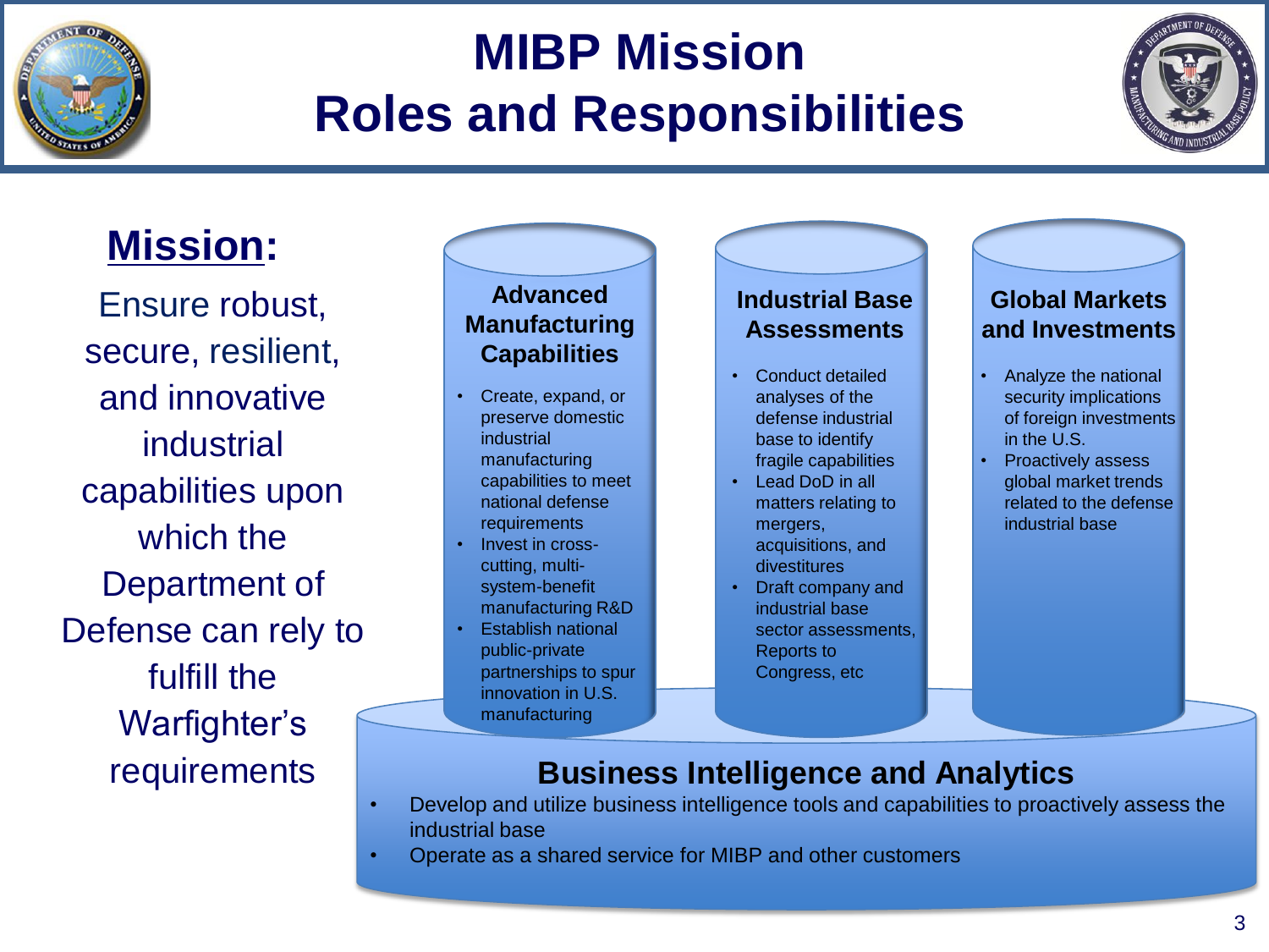# MIBP Mission Roles and Responsibilities

**Mission:**

Ensure robust, secure, resilient, and innovative industrial capabilities upon which the Department of Defense can rely to fulfill the Warfighter's requirements

### Advanced Manufacturing Capabilities

- Create, expand, or preserve domestic industrial manufacturing capabilities to meet national defense requirements
- Invest in cross-cutting, multi-system-benefit manufacturing R&D
- Establish national public-private partnerships to spur innovation in U.S. manufacturing

### Industrial Base Assessments

- Conduct detailed analyses of the defense industrial base to identify fragile capabilities
- Lead DoD in all matters relating to mergers, acquisitions, and divestitures
- Draft company and industrial base sector assessments, Reports to Congress, etc

### Global Markets and Investments

- Analyze the national security implications of foreign investments in the U.S.
- Proactively assess global market trends related to the defense industrial base

### Business Intelligence and Analytics

- Develop and utilize business intelligence tools and capabilities to proactively assess the industrial base
- Operate as a shared service for MIBP and other customers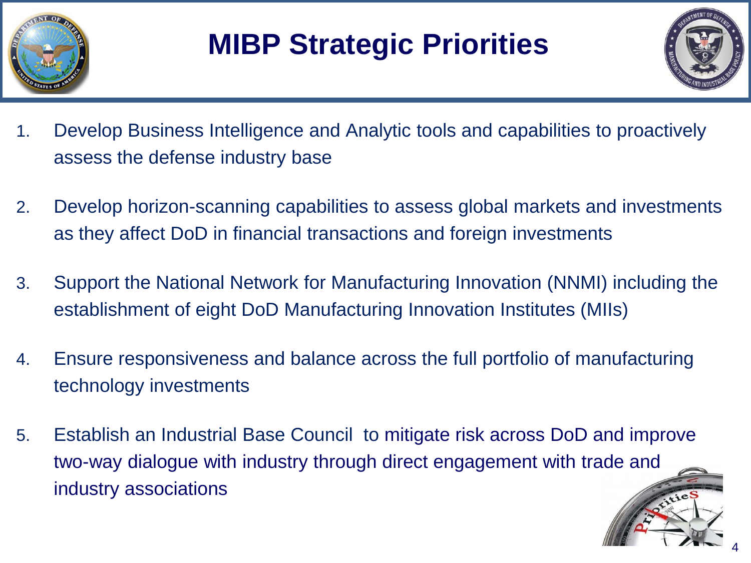# MIBP Strategic Priorities

1. Develop Business Intelligence and Analytic tools and capabilities to proactively assess the defense industry base

2. Develop horizon-scanning capabilities to assess global markets and investments as they affect DoD in financial transactions and foreign investments

3. Support the National Network for Manufacturing Innovation (NNMI) including the establishment of eight DoD Manufacturing Innovation Institutes (MIIs)

4. Ensure responsiveness and balance across the full portfolio of manufacturing technology investments

5. Establish an Industrial Base Council to mitigate risk across DoD and improve two-way dialogue with industry through direct engagement with trade and industry associations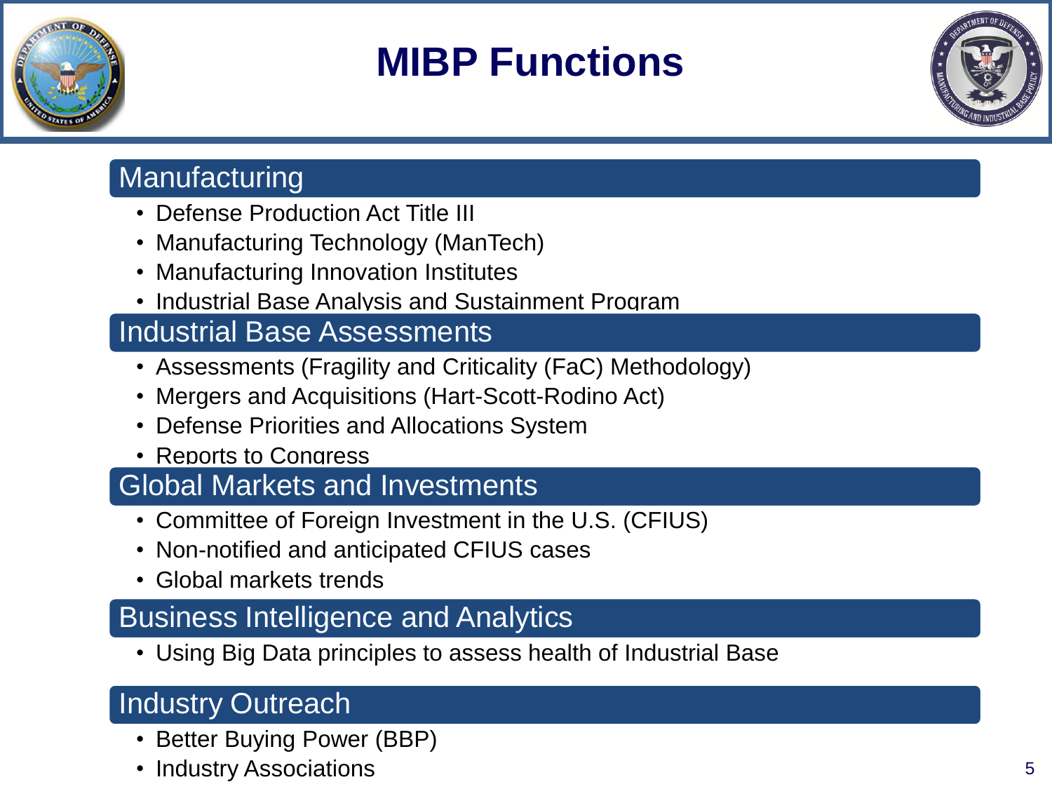# MIBP Functions

## Manufacturing

- Defense Production Act Title III
- Manufacturing Technology (ManTech)
- Manufacturing Innovation Institutes
- Industrial Base Analysis and Sustainment Program

## Industrial Base Assessments

- Assessments (Fragility and Criticality (FaC) Methodology)
- Mergers and Acquisitions (Hart-Scott-Rodino Act)
- Defense Priorities and Allocations System
- Reports to Congress

## Global Markets and Investments

- Committee of Foreign Investment in the U.S. (CFIUS)
- Non-notified and anticipated CFIUS cases
- Global markets trends

## Business Intelligence and Analytics

- Using Big Data principles to assess health of Industrial Base

## Industry Outreach

- Better Buying Power (BBP)
- Industry Associations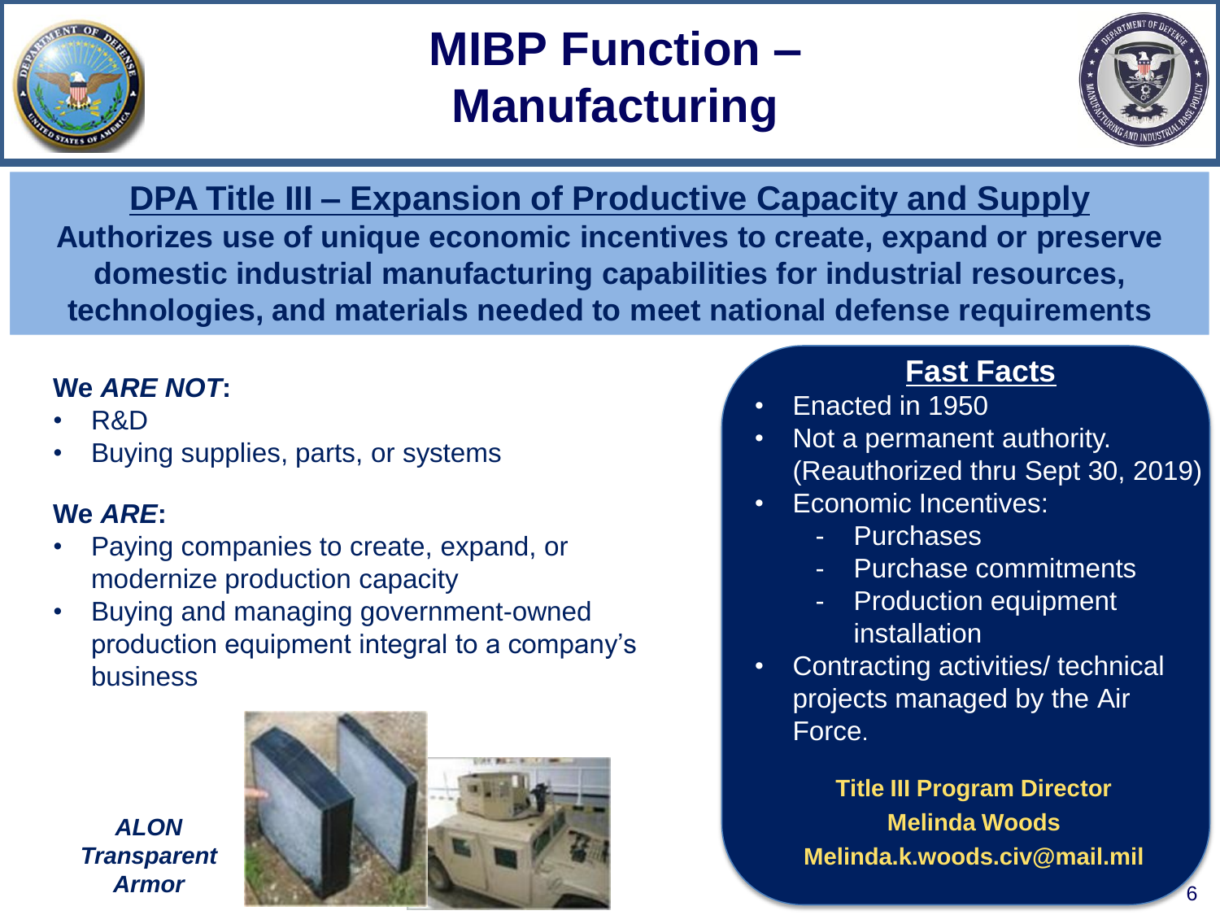# MIBP Function – Manufacturing

## DPA Title III – Expansion of Productive Capacity and Supply

**Authorizes use of unique economic incentives to create, expand or preserve domestic industrial manufacturing capabilities for industrial resources, technologies, and materials needed to meet national defense requirements**

**We *ARE NOT*:**

- R&D
- Buying supplies, parts, or systems

**We *ARE*:**

- Paying companies to create, expand, or modernize production capacity
- Buying and managing government-owned production equipment integral to a company's business

***ALON Transparent Armor***

### Fast Facts

- Enacted in 1950
- Not a permanent authority. (Reauthorized thru Sept 30, 2019)
- Economic Incentives:
  - Purchases
  - Purchase commitments
  - Production equipment installation
- Contracting activities/ technical projects managed by the Air Force.

**Title III Program Director**
**Melinda Woods**
**Melinda.k.woods.civ@mail.mil**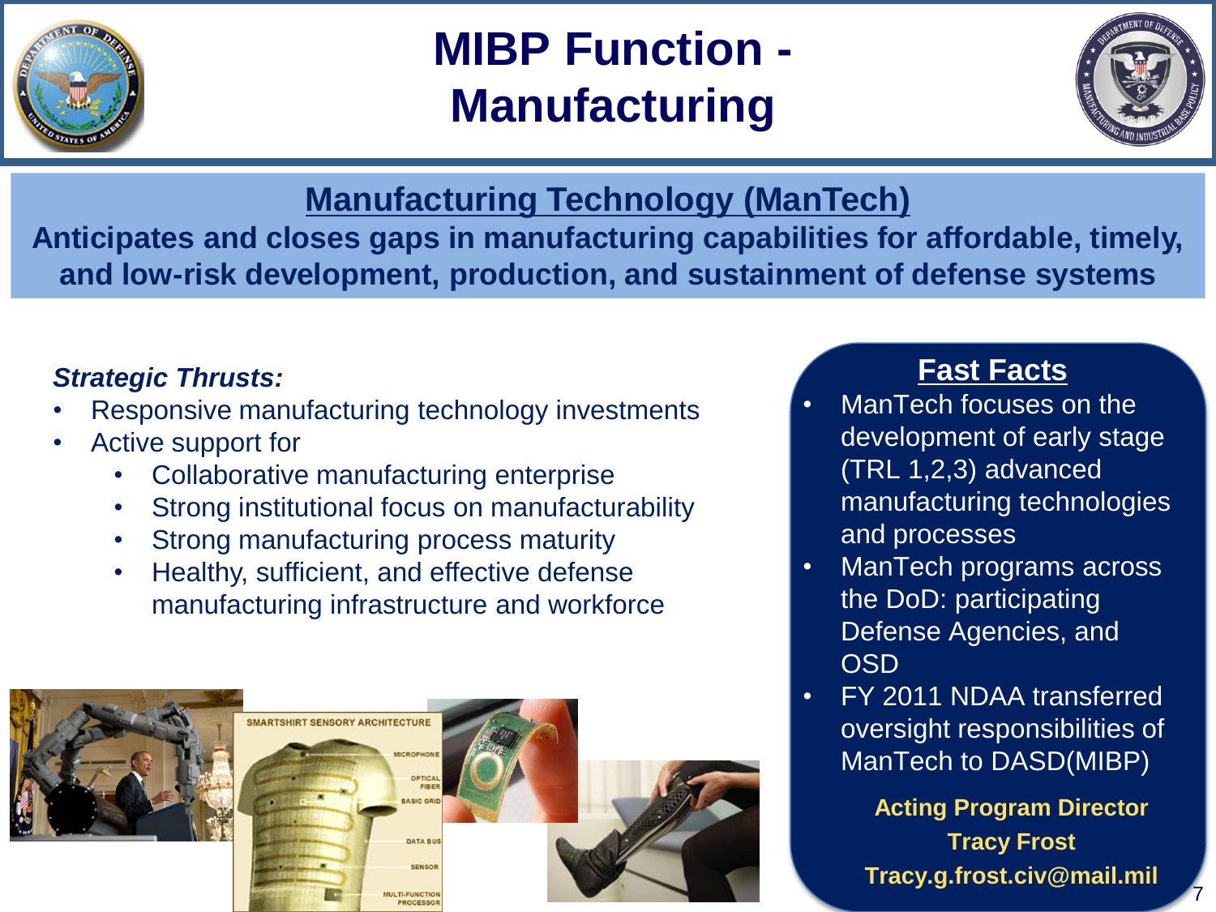# MIBP Function - Manufacturing

## Manufacturing Technology (ManTech)

**Anticipates and closes gaps in manufacturing capabilities for affordable, timely, and low-risk development, production, and sustainment of defense systems**

***Strategic Thrusts:***

- Responsive manufacturing technology investments
- Active support for
  - Collaborative manufacturing enterprise
  - Strong institutional focus on manufacturability
  - Strong manufacturing process maturity
  - Healthy, sufficient, and effective defense manufacturing infrastructure and workforce

### Fast Facts

- ManTech focuses on the development of early stage (TRL 1,2,3) advanced manufacturing technologies and processes
- ManTech programs across the DoD: participating Defense Agencies, and OSD
- FY 2011 NDAA transferred oversight responsibilities of ManTech to DASD(MIBP)

**Acting Program Director**
**Tracy Frost**
**Tracy.g.frost.civ@mail.mil**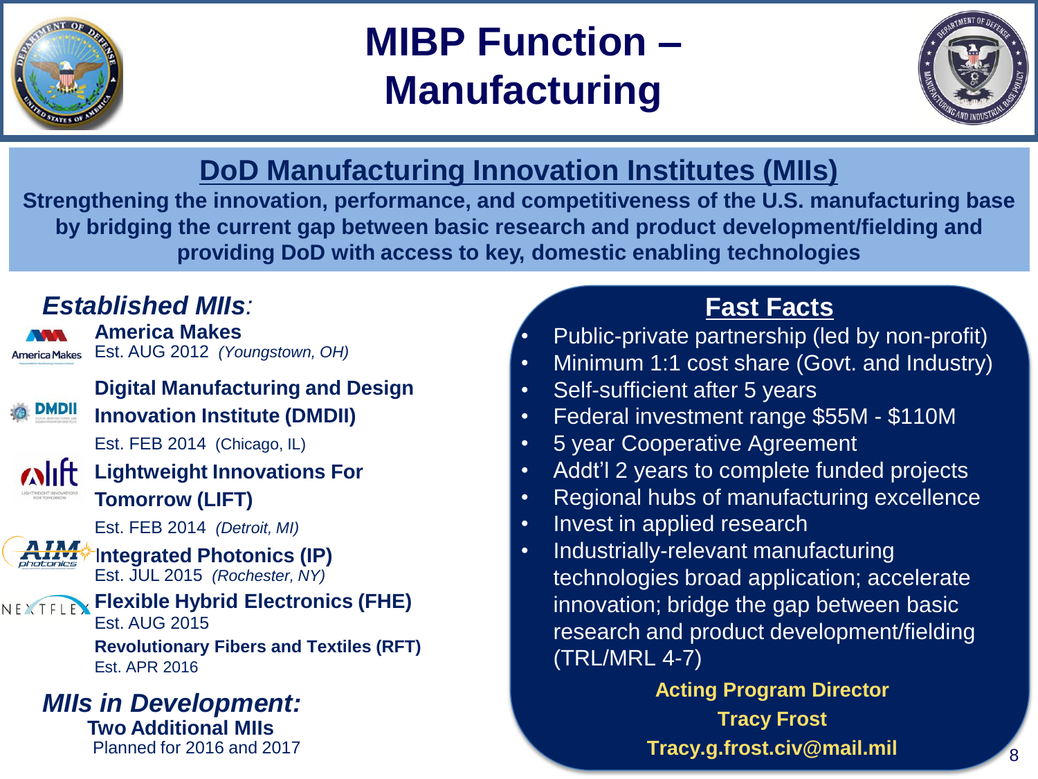# MIBP Function – Manufacturing

## DoD Manufacturing Innovation Institutes (MIIs)

**Strengthening the innovation, performance, and competitiveness of the U.S. manufacturing base by bridging the current gap between basic research and product development/fielding and providing DoD with access to key, domestic enabling technologies**

### *Established MIIs:*

**America Makes**
Est. AUG 2012 *(Youngstown, OH)*

**Digital Manufacturing and Design Innovation Institute (DMDII)**
Est. FEB 2014 (Chicago, IL)

**Lightweight Innovations For Tomorrow (LIFT)**
Est. FEB 2014 *(Detroit, MI)*

**Integrated Photonics (IP)**
Est. JUL 2015 *(Rochester, NY)*

**Flexible Hybrid Electronics (FHE)**
Est. AUG 2015

**Revolutionary Fibers and Textiles (RFT)**
Est. APR 2016

### *MIIs in Development:*

**Two Additional MIIs**
Planned for 2016 and 2017

### Fast Facts

- Public-private partnership (led by non-profit)
- Minimum 1:1 cost share (Govt. and Industry)
- Self-sufficient after 5 years
- Federal investment range $55M - $110M
- 5 year Cooperative Agreement
- Addt'l 2 years to complete funded projects
- Regional hubs of manufacturing excellence
- Invest in applied research
- Industrially-relevant manufacturing technologies broad application; accelerate innovation; bridge the gap between basic research and product development/fielding (TRL/MRL 4-7)

**Acting Program Director**
**Tracy Frost**
**Tracy.g.frost.civ@mail.mil**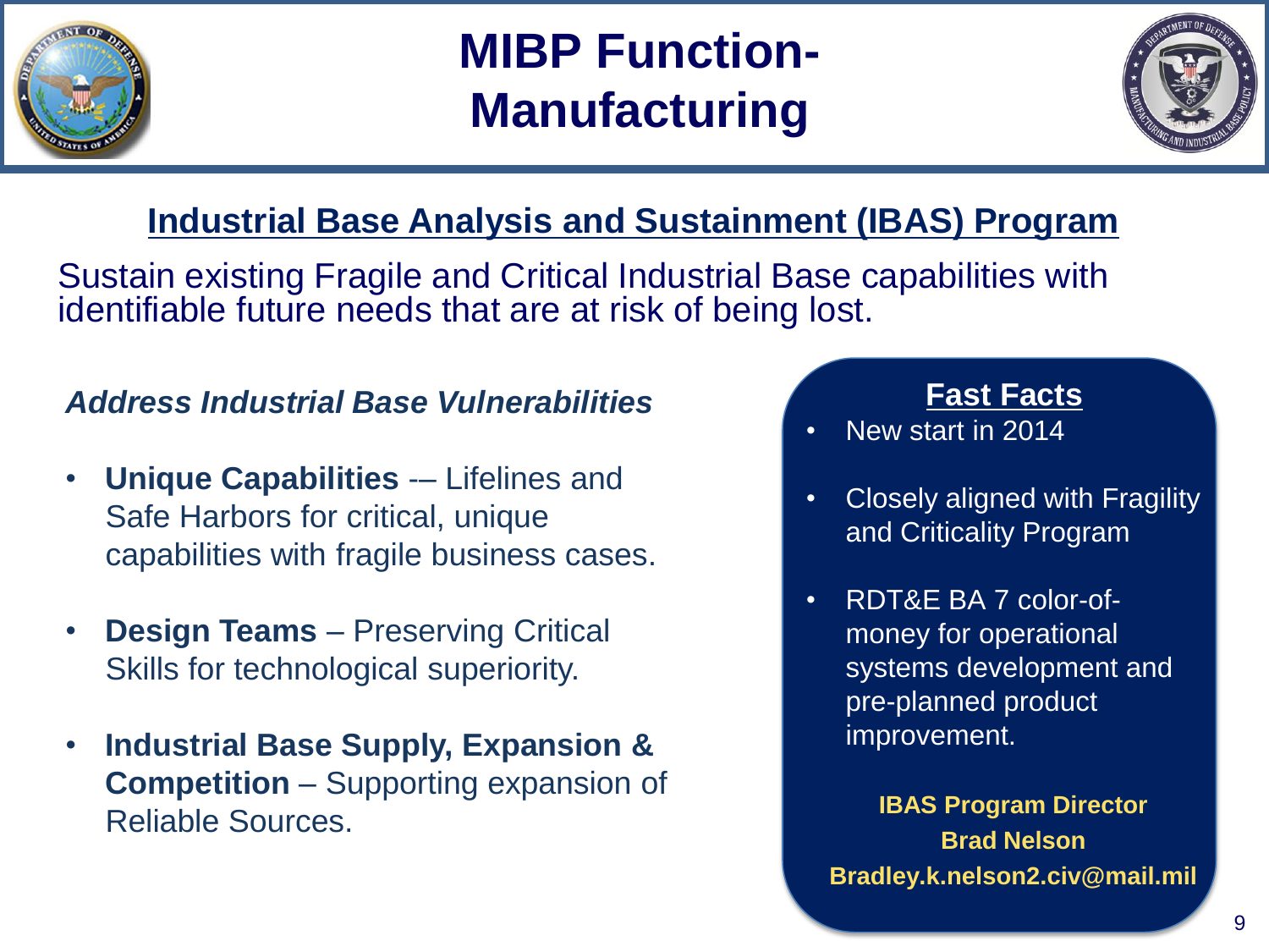# MIBP Function-Manufacturing

## Industrial Base Analysis and Sustainment (IBAS) Program

Sustain existing Fragile and Critical Industrial Base capabilities with identifiable future needs that are at risk of being lost.

### *Address Industrial Base Vulnerabilities*

- **Unique Capabilities** -– Lifelines and Safe Harbors for critical, unique capabilities with fragile business cases.
- **Design Teams** – Preserving Critical Skills for technological superiority.
- **Industrial Base Supply, Expansion & Competition** – Supporting expansion of Reliable Sources.

### Fast Facts

- New start in 2014
- Closely aligned with Fragility and Criticality Program
- RDT&E BA 7 color-of-money for operational systems development and pre-planned product improvement.

**IBAS Program Director**
**Brad Nelson**
**Bradley.k.nelson2.civ@mail.mil**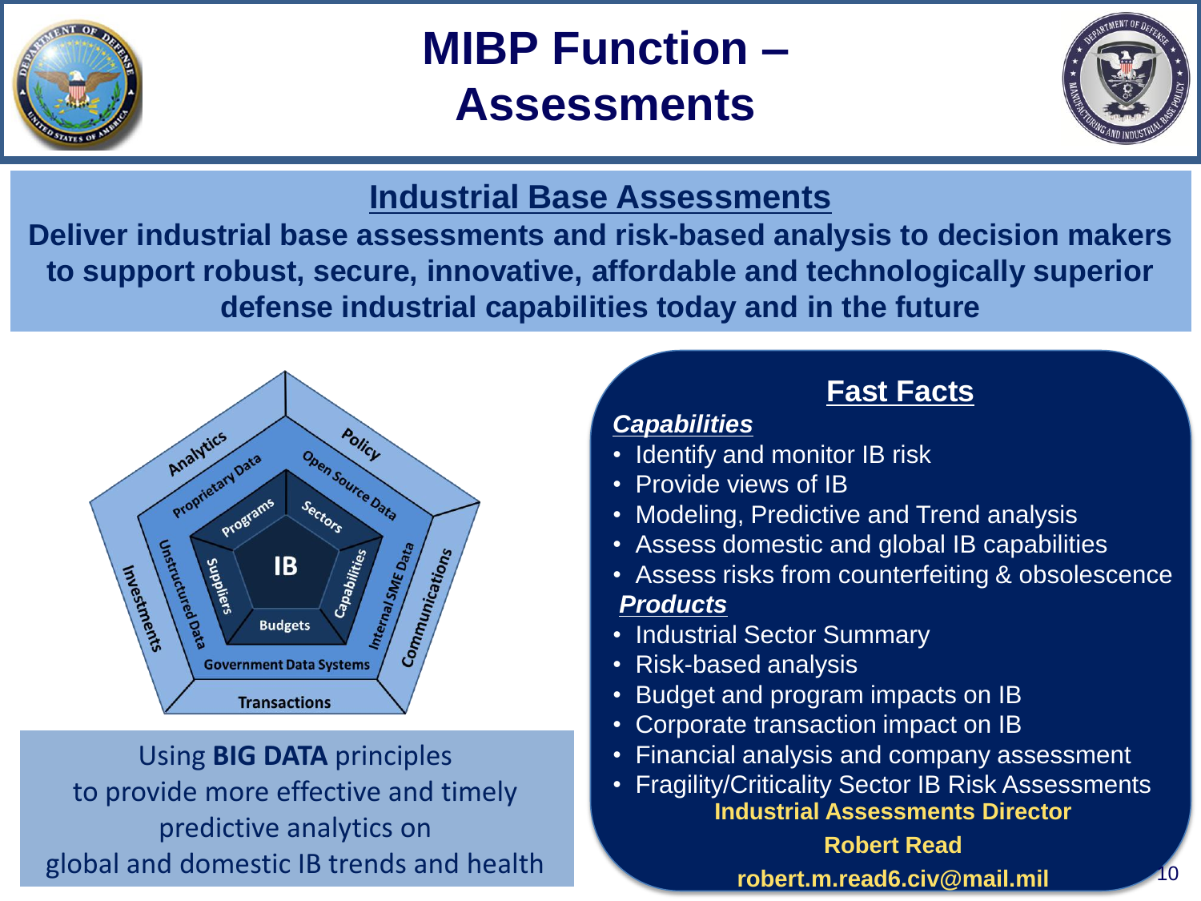# MIBP Function – Assessments

## Industrial Base Assessments

**Deliver industrial base assessments and risk-based analysis to decision makers to support robust, secure, innovative, affordable and technologically superior defense industrial capabilities today and in the future**

IB: Budgets, Suppliers, Programs, Sectors, Capabilities

Government Data Systems, Unstructured Data, Proprietary Data, Open Source Data, Internal SME Data

Transactions, Investments, Analytics, Policy, Communications

Using **BIG DATA** principles to provide more effective and timely predictive analytics on global and domestic IB trends and health

## Fast Facts

***Capabilities***

- Identify and monitor IB risk
- Provide views of IB
- Modeling, Predictive and Trend analysis
- Assess domestic and global IB capabilities
- Assess risks from counterfeiting & obsolescence

***Products***

- Industrial Sector Summary
- Risk-based analysis
- Budget and program impacts on IB
- Corporate transaction impact on IB
- Financial analysis and company assessment
- Fragility/Criticality Sector IB Risk Assessments

**Industrial Assessments Director**

**Robert Read**

**robert.m.read6.civ@mail.mil**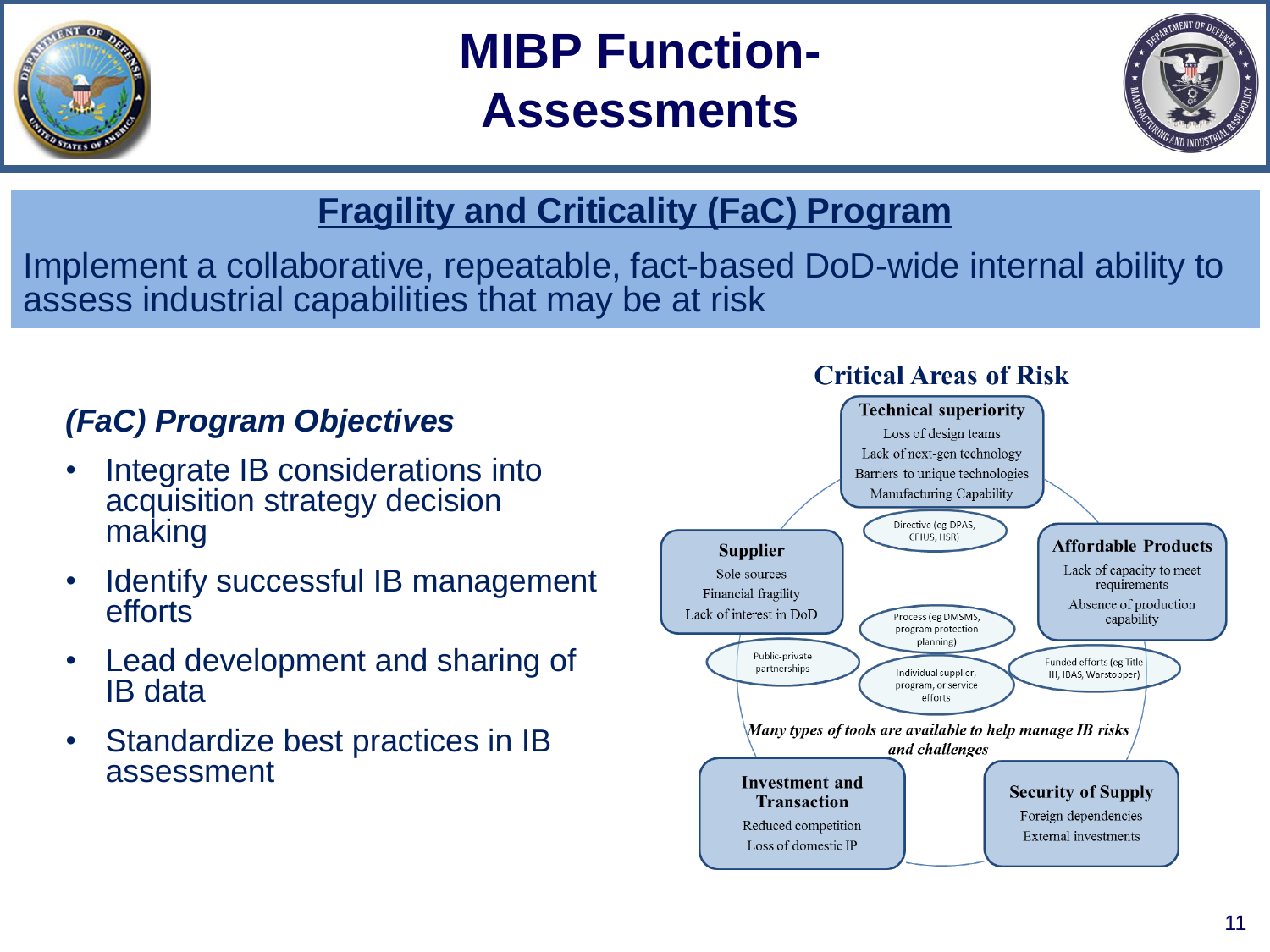# MIBP Function- Assessments

## Fragility and Criticality (FaC) Program

Implement a collaborative, repeatable, fact-based DoD-wide internal ability to assess industrial capabilities that may be at risk

### *(FaC) Program Objectives*

- Integrate IB considerations into acquisition strategy decision making
- Identify successful IB management efforts
- Lead development and sharing of IB data
- Standardize best practices in IB assessment

### Critical Areas of Risk

**Technical superiority**
Loss of design teams
Lack of next-gen technology
Barriers to unique technologies
Manufacturing Capability

**Supplier**
Sole sources
Financial fragility
Lack of interest in DoD

**Affordable Products**
Lack of capacity to meet requirements
Absence of production capability

**Investment and Transaction**
Reduced competition
Loss of domestic IP

**Security of Supply**
Foreign dependencies
External investments

Directive (eg DPAS, CFIUS, HSR)

Process (eg DMSMS, program protection planning)

Public-private partnerships

Individual supplier, program, or service efforts

Funded efforts (eg Title III, IBAS, Warstopper)

*Many types of tools are available to help manage IB risks and challenges*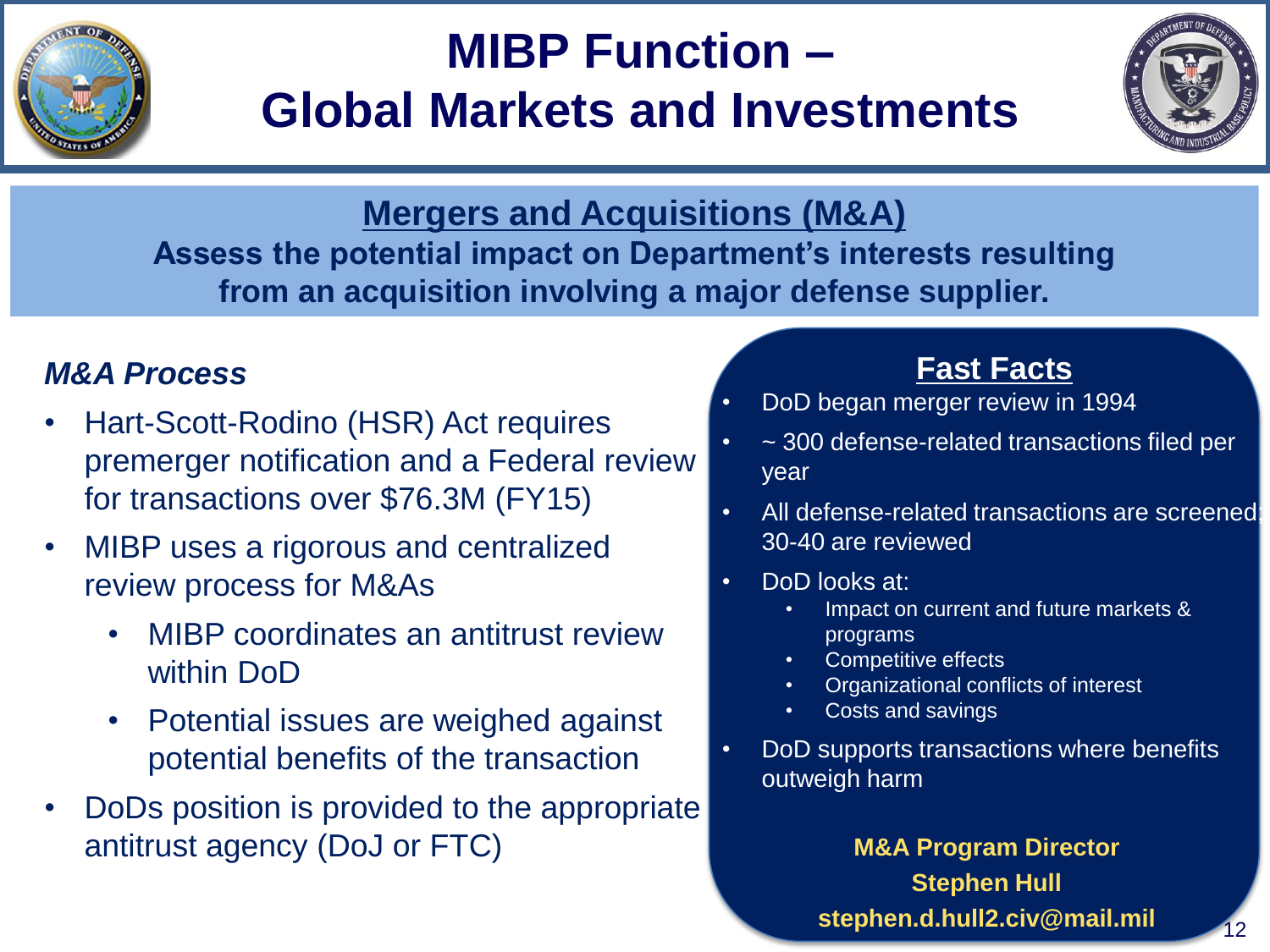# MIBP Function – Global Markets and Investments

## Mergers and Acquisitions (M&A)

**Assess the potential impact on Department's interests resulting from an acquisition involving a major defense supplier.**

### *M&A Process*

- Hart-Scott-Rodino (HSR) Act requires premerger notification and a Federal review for transactions over $76.3M (FY15)
- MIBP uses a rigorous and centralized review process for M&As
  - MIBP coordinates an antitrust review within DoD
  - Potential issues are weighed against potential benefits of the transaction
- DoDs position is provided to the appropriate antitrust agency (DoJ or FTC)

### Fast Facts

- DoD began merger review in 1994
- ~ 300 defense-related transactions filed per year
- All defense-related transactions are screened; 30-40 are reviewed
- DoD looks at:
  - Impact on current and future markets & programs
  - Competitive effects
  - Organizational conflicts of interest
  - Costs and savings
- DoD supports transactions where benefits outweigh harm

**M&A Program Director**
**Stephen Hull**
**stephen.d.hull2.civ@mail.mil**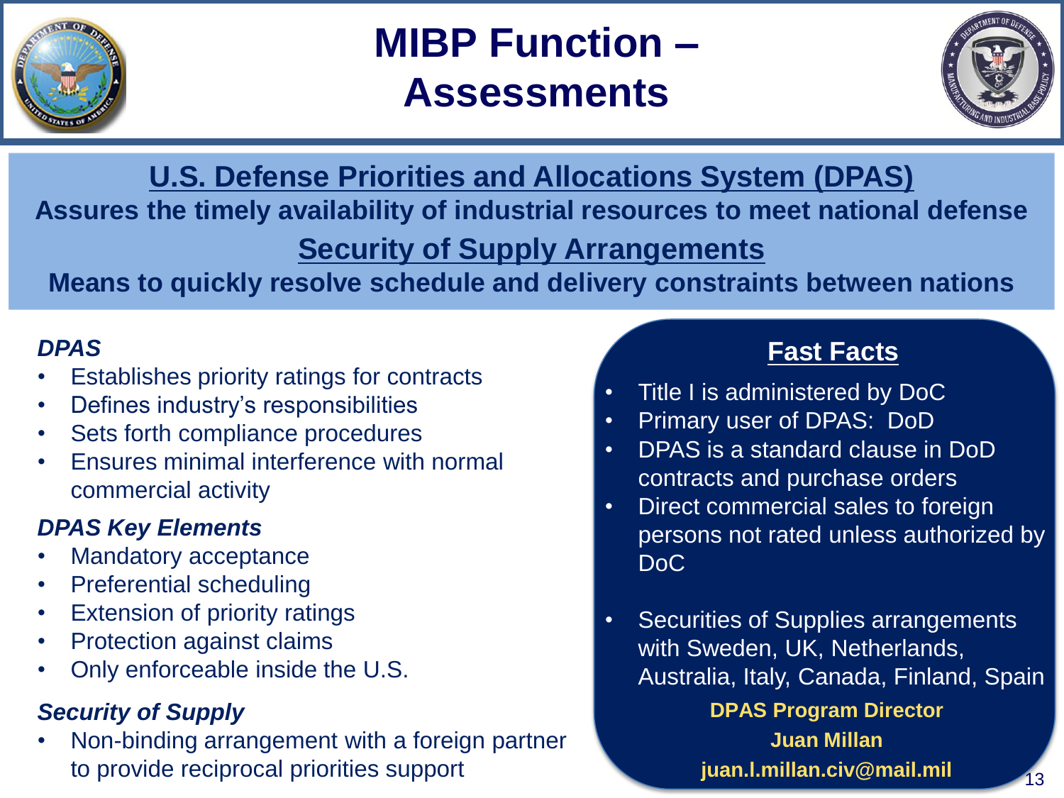# MIBP Function – Assessments

## U.S. Defense Priorities and Allocations System (DPAS)

**Assures the timely availability of industrial resources to meet national defense**

## Security of Supply Arrangements

**Means to quickly resolve schedule and delivery constraints between nations**

### *DPAS*

- Establishes priority ratings for contracts
- Defines industry's responsibilities
- Sets forth compliance procedures
- Ensures minimal interference with normal commercial activity

### *DPAS Key Elements*

- Mandatory acceptance
- Preferential scheduling
- Extension of priority ratings
- Protection against claims
- Only enforceable inside the U.S.

### *Security of Supply*

- Non-binding arrangement with a foreign partner to provide reciprocal priorities support

### Fast Facts

- Title I is administered by DoC
- Primary user of DPAS: DoD
- DPAS is a standard clause in DoD contracts and purchase orders
- Direct commercial sales to foreign persons not rated unless authorized by DoC
- Securities of Supplies arrangements with Sweden, UK, Netherlands, Australia, Italy, Canada, Finland, Spain

**DPAS Program Director**
**Juan Millan**
**juan.l.millan.civ@mail.mil**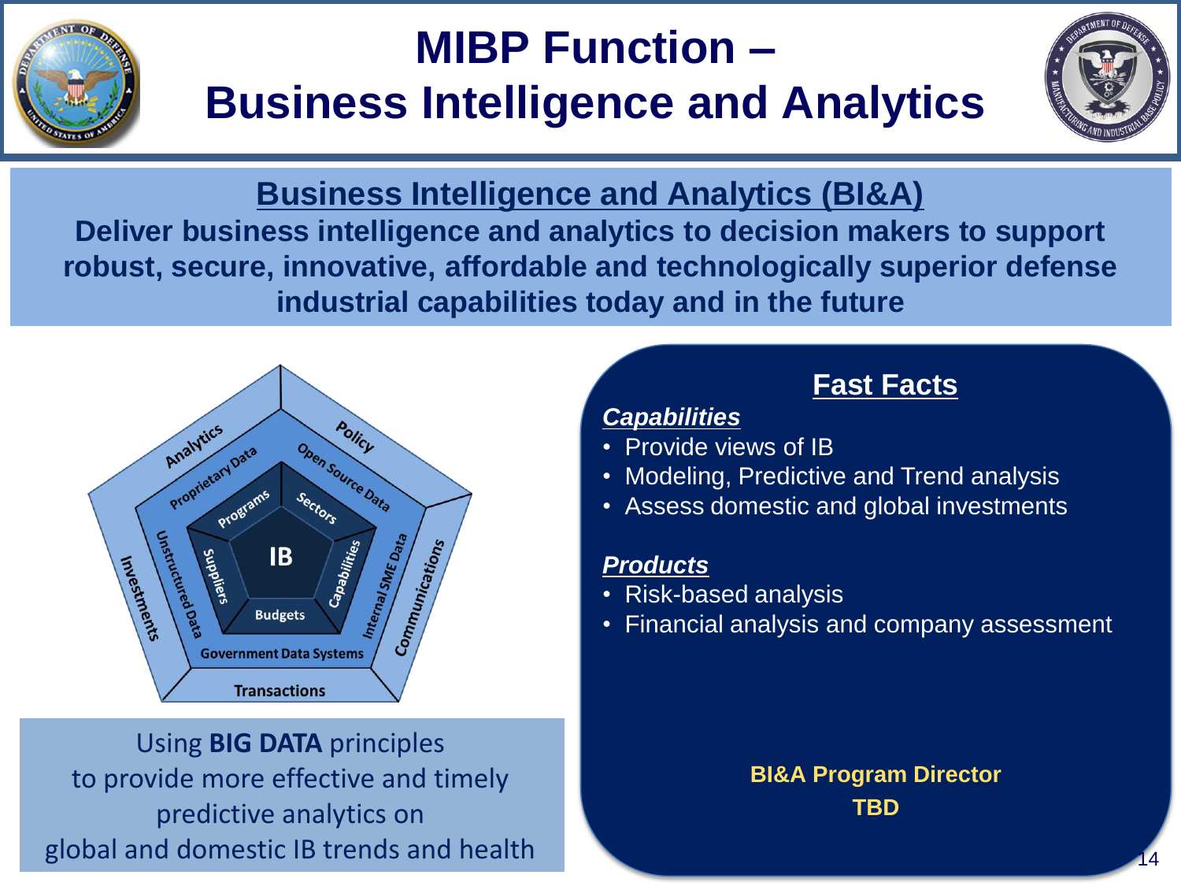# MIBP Function – Business Intelligence and Analytics

## Business Intelligence and Analytics (BI&A)

**Deliver business intelligence and analytics to decision makers to support robust, secure, innovative, affordable and technologically superior defense industrial capabilities today and in the future**

IB

Programs, Sectors, Capabilities, Budgets, Suppliers

Proprietary Data, Open Source Data, Internal SME Data, Government Data Systems, Unstructured Data

Analytics, Policy, Communications, Transactions, Investments

Using **BIG DATA** principles to provide more effective and timely predictive analytics on global and domestic IB trends and health

## Fast Facts

***Capabilities***

- Provide views of IB
- Modeling, Predictive and Trend analysis
- Assess domestic and global investments

***Products***

- Risk-based analysis
- Financial analysis and company assessment

**BI&A Program Director**
**TBD**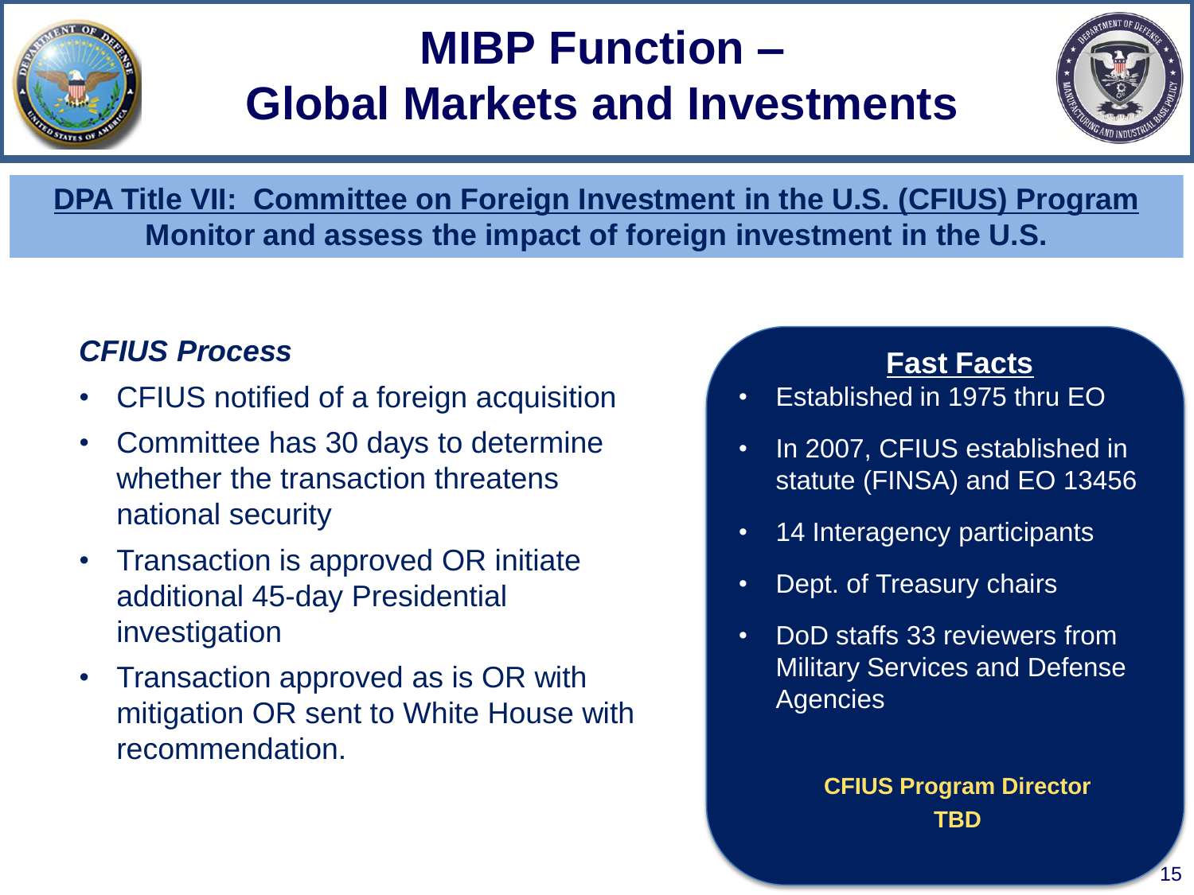# MIBP Function – Global Markets and Investments

**DPA Title VII: Committee on Foreign Investment in the U.S. (CFIUS) Program**

**Monitor and assess the impact of foreign investment in the U.S.**

### *CFIUS Process*

- CFIUS notified of a foreign acquisition
- Committee has 30 days to determine whether the transaction threatens national security
- Transaction is approved OR initiate additional 45-day Presidential investigation
- Transaction approved as is OR with mitigation OR sent to White House with recommendation.

### Fast Facts

- Established in 1975 thru EO
- In 2007, CFIUS established in statute (FINSA) and EO 13456
- 14 Interagency participants
- Dept. of Treasury chairs
- DoD staffs 33 reviewers from Military Services and Defense Agencies

**CFIUS Program Director**
**TBD**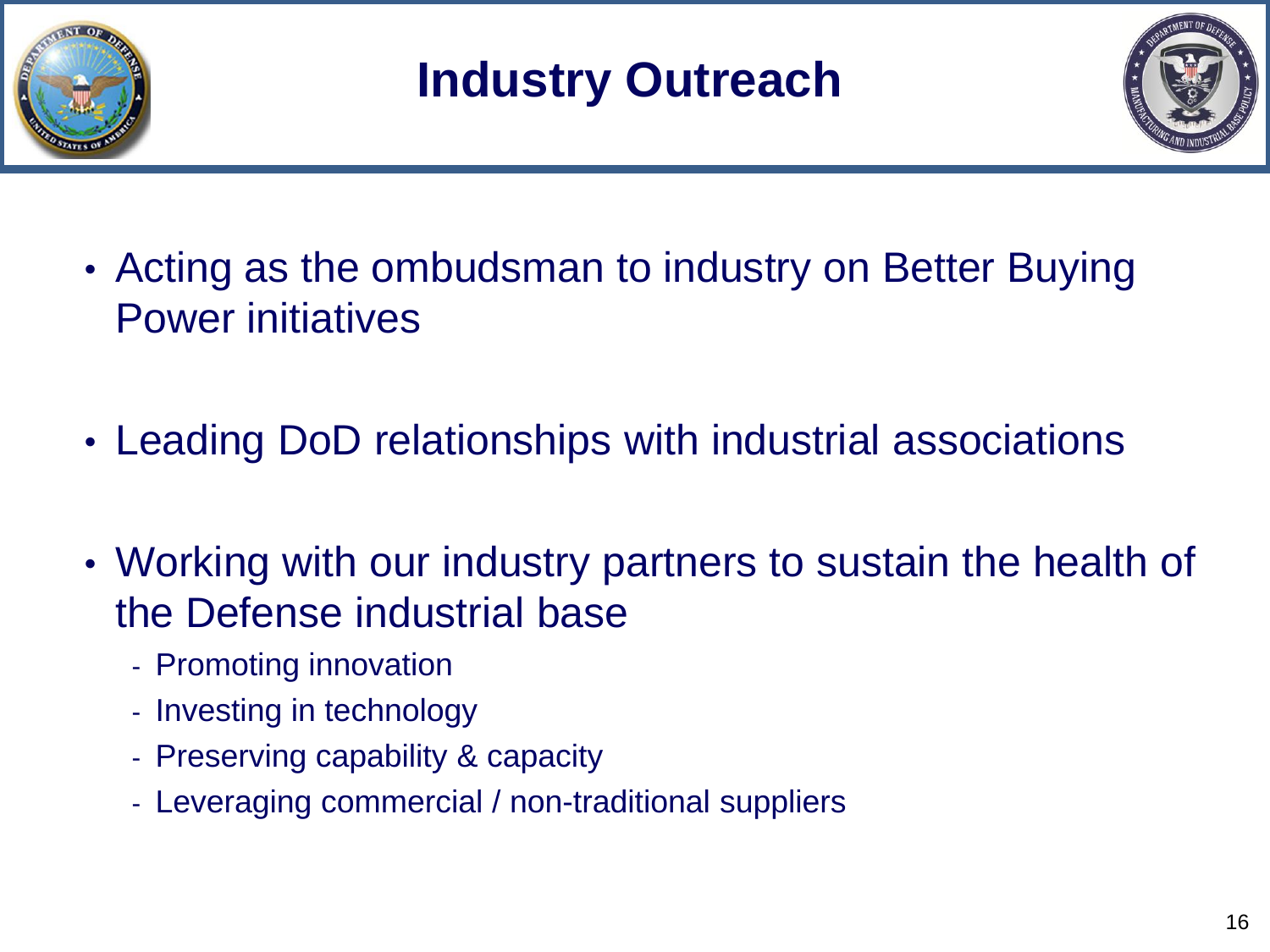# Industry Outreach

- Acting as the ombudsman to industry on Better Buying Power initiatives
- Leading DoD relationships with industrial associations
- Working with our industry partners to sustain the health of the Defense industrial base
  - Promoting innovation
  - Investing in technology
  - Preserving capability & capacity
  - Leveraging commercial / non-traditional suppliers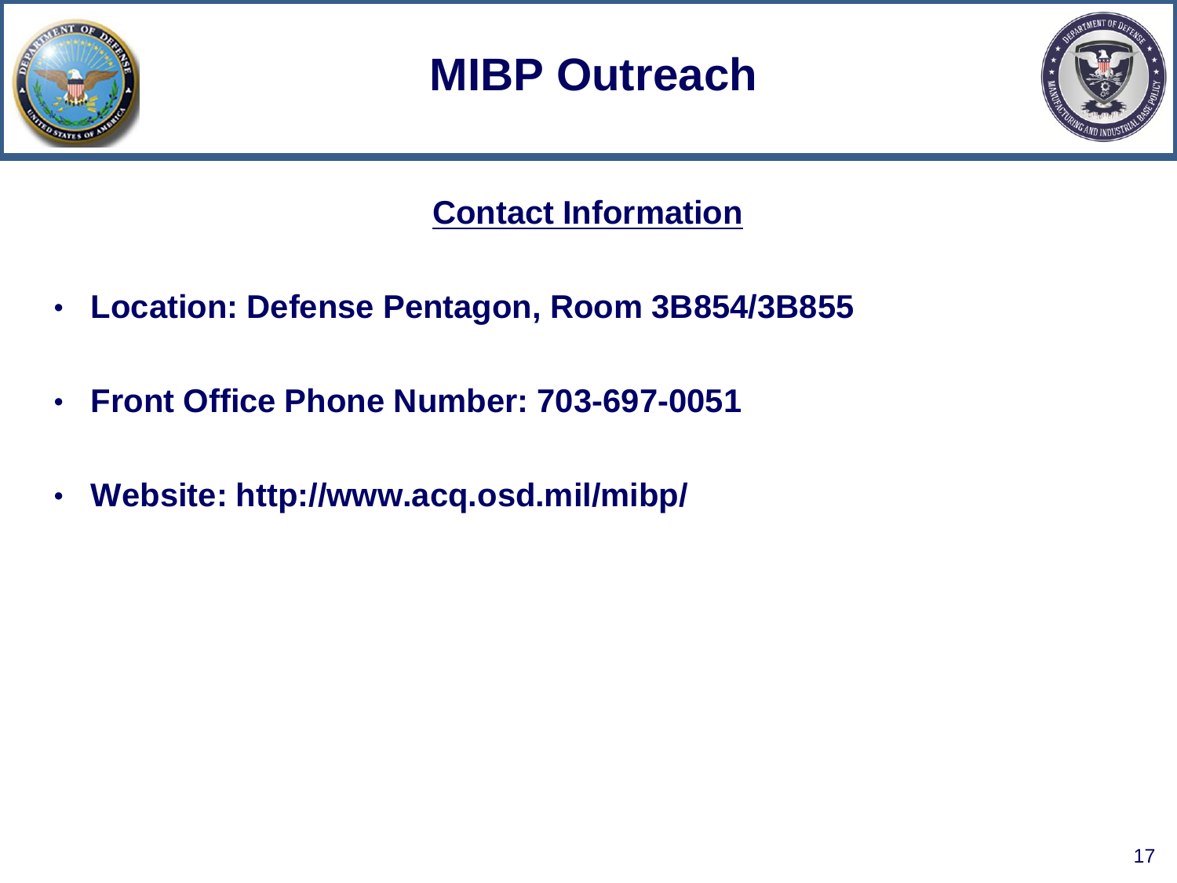# MIBP Outreach

## Contact Information

- **Location: Defense Pentagon, Room 3B854/3B855**
- **Front Office Phone Number: 703-697-0051**
- **Website: http://www.acq.osd.mil/mibp/**